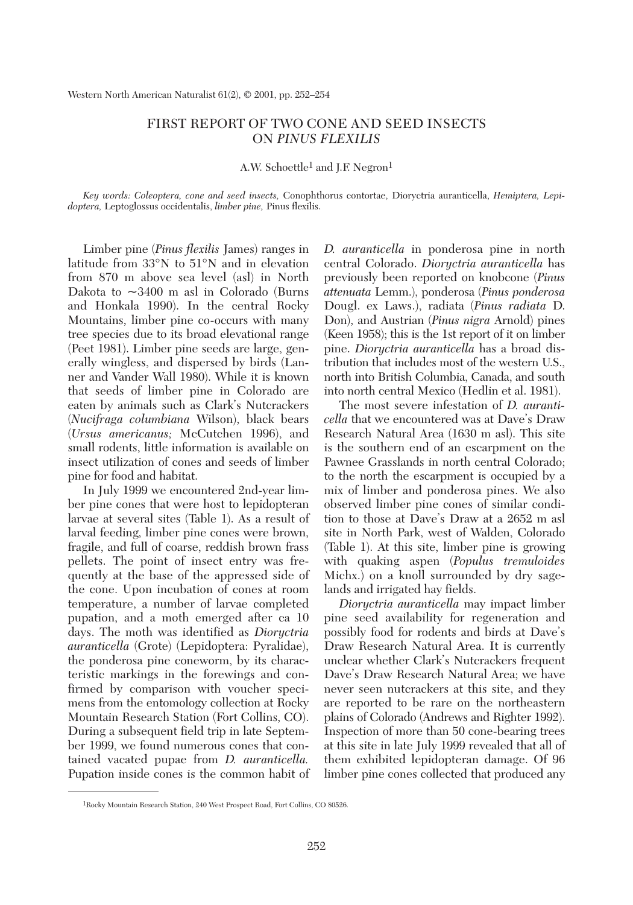# FIRST REPORT OF TWO CONE AND SEED INSECTS ON *PINUS FLEXILIS*

A.W. Schoettle[1] and J.F. Negron[1]

*Key words: Coleoptera, cone and seed insects,* Conophthorus contortae, Dioryctria auranticella, *Hemiptera, Lepidoptera,* Leptoglossus occidentalis, *limber pine,* Pinus flexilis.

Limber pine (*Pinus flexilis* James) ranges in latitude from 33°N to 51°N and in elevation from 870 m above sea level (asl) in North Dakota to ~3400 m asl in Colorado (Burns and Honkala 1990). In the central Rocky Mountains, limber pine co-occurs with many tree species due to its broad elevational range (Peet 1981). Limber pine seeds are large, generally wingless, and dispersed by birds (Lanner and Vander Wall 1980). While it is known that seeds of limber pine in Colorado are eaten by animals such as Clark's Nutcrackers (*Nucifraga columbiana* Wilson), black bears (*Ursus americanus;* McCutchen 1996), and small rodents, little information is available on insect utilization of cones and seeds of limber pine for food and habitat.

In July 1999 we encountered 2nd-year limber pine cones that were host to lepidopteran larvae at several sites (Table 1). As a result of larval feeding, limber pine cones were brown, fragile, and full of coarse, reddish brown frass pellets. The point of insect entry was frequently at the base of the appressed side of the cone. Upon incubation of cones at room temperature, a number of larvae completed pupation, and a moth emerged after ca 10 days. The moth was identified as *Dioryctria auranticella* (Grote) (Lepidoptera: Pyralidae), the ponderosa pine coneworm, by its characteristic markings in the forewings and confirmed by comparison with voucher specimens from the entomology collection at Rocky Mountain Research Station (Fort Collins, CO). During a subsequent field trip in late September 1999, we found numerous cones that contained vacated pupae from *D. auranticella.* Pupation inside cones is the common habit of *D. auranticella* in ponderosa pine in north central Colorado. *Dioryctria auranticella* has previously been reported on knobcone (*Pinus attenuata* Lemm.), ponderosa (*Pinus ponderosa* Dougl. ex Laws.), radiata (*Pinus radiata* D. Don), and Austrian (*Pinus nigra* Arnold) pines (Keen 1958); this is the 1st report of it on limber pine. *Dioryctria auranticella* has a broad distribution that includes most of the western U.S., north into British Columbia, Canada, and south into north central Mexico (Hedlin et al. 1981).

The most severe infestation of *D. auranticella* that we encountered was at Dave's Draw Research Natural Area (1630 m asl). This site is the southern end of an escarpment on the Pawnee Grasslands in north central Colorado; to the north the escarpment is occupied by a mix of limber and ponderosa pines. We also observed limber pine cones of similar condition to those at Dave's Draw at a 2652 m asl site in North Park, west of Walden, Colorado (Table 1). At this site, limber pine is growing with quaking aspen (*Populus tremuloides* Michx.) on a knoll surrounded by dry sagelands and irrigated hay fields.

*Dioryctria auranticella* may impact limber pine seed availability for regeneration and possibly food for rodents and birds at Dave's Draw Research Natural Area. It is currently unclear whether Clark's Nutcrackers frequent Dave's Draw Research Natural Area; we have never seen nutcrackers at this site, and they are reported to be rare on the northeastern plains of Colorado (Andrews and Righter 1992). Inspection of more than 50 cone-bearing trees at this site in late July 1999 revealed that all of them exhibited lepidopteran damage. Of 96 limber pine cones collected that produced any

[1]Rocky Mountain Research Station, 240 West Prospect Road, Fort Collins, CO 80526.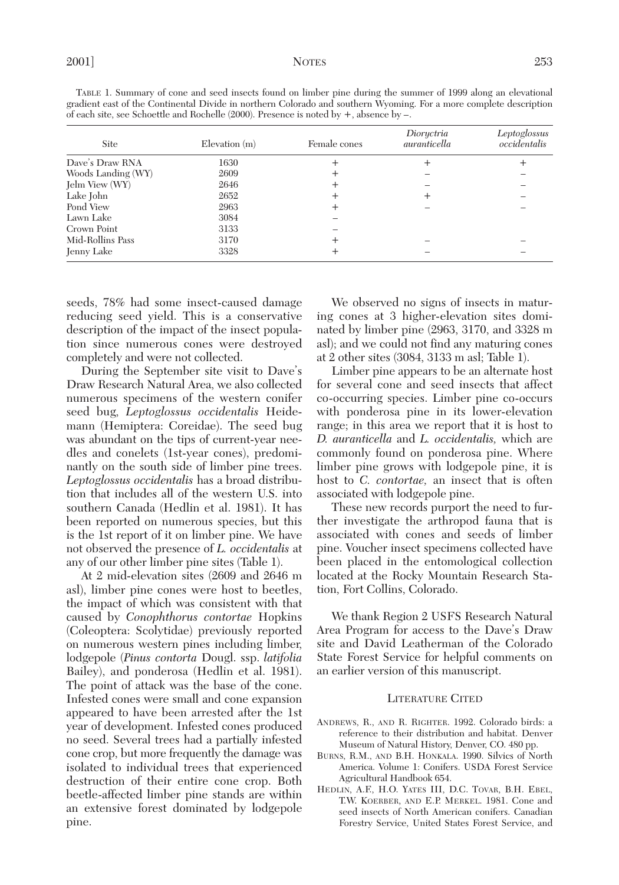TABLE 1. Summary of cone and seed insects found on limber pine during the summer of 1999 along an elevational gradient east of the Continental Divide in northern Colorado and southern Wyoming. For a more complete description of each site, see Schoettle and Rochelle (2000). Presence is noted by +, absence by –.

| Site | Elevation (m) | Female cones | *Dioryctria auranticella* | *Leptoglossus occidentalis* |
|---|---|---|---|---|
| Dave's Draw RNA | 1630 | + | + | + |
| Woods Landing (WY) | 2609 | + | – | – |
| Jelm View (WY) | 2646 | + | – | – |
| Lake John | 2652 | + | + | – |
| Pond View | 2963 | + | – | – |
| Lawn Lake | 3084 | – | | |
| Crown Point | 3133 | – | | |
| Mid-Rollins Pass | 3170 | + | – | – |
| Jenny Lake | 3328 | + | – | – |

seeds, 78% had some insect-caused damage reducing seed yield. This is a conservative description of the impact of the insect population since numerous cones were destroyed completely and were not collected.

During the September site visit to Dave's Draw Research Natural Area, we also collected numerous specimens of the western conifer seed bug, *Leptoglossus occidentalis* Heidemann (Hemiptera: Coreidae). The seed bug was abundant on the tips of current-year needles and conelets (1st-year cones), predominantly on the south side of limber pine trees. *Leptoglossus occidentalis* has a broad distribution that includes all of the western U.S. into southern Canada (Hedlin et al. 1981). It has been reported on numerous species, but this is the 1st report of it on limber pine. We have not observed the presence of *L. occidentalis* at any of our other limber pine sites (Table 1).

At 2 mid-elevation sites (2609 and 2646 m asl), limber pine cones were host to beetles, the impact of which was consistent with that caused by *Conophthorus contortae* Hopkins (Coleoptera: Scolytidae) previously reported on numerous western pines including limber, lodgepole (*Pinus contorta* Dougl. ssp. *latifolia* Bailey), and ponderosa (Hedlin et al. 1981). The point of attack was the base of the cone. Infested cones were small and cone expansion appeared to have been arrested after the 1st year of development. Infested cones produced no seed. Several trees had a partially infested cone crop, but more frequently the damage was isolated to individual trees that experienced destruction of their entire cone crop. Both beetle-affected limber pine stands are within an extensive forest dominated by lodgepole pine.

We observed no signs of insects in maturing cones at 3 higher-elevation sites dominated by limber pine (2963, 3170, and 3328 m asl); and we could not find any maturing cones at 2 other sites (3084, 3133 m asl; Table 1).

Limber pine appears to be an alternate host for several cone and seed insects that affect co-occurring species. Limber pine co-occurs with ponderosa pine in its lower-elevation range; in this area we report that it is host to *D. auranticella* and *L. occidentalis,* which are commonly found on ponderosa pine. Where limber pine grows with lodgepole pine, it is host to *C. contortae,* an insect that is often associated with lodgepole pine.

These new records purport the need to further investigate the arthropod fauna that is associated with cones and seeds of limber pine. Voucher insect specimens collected have been placed in the entomological collection located at the Rocky Mountain Research Station, Fort Collins, Colorado.

We thank Region 2 USFS Research Natural Area Program for access to the Dave's Draw site and David Leatherman of the Colorado State Forest Service for helpful comments on an earlier version of this manuscript.

## LITERATURE CITED

ANDREWS, R., AND R. RIGHTER. 1992. Colorado birds: a reference to their distribution and habitat. Denver Museum of Natural History, Denver, CO. 480 pp.

BURNS, R.M., AND B.H. HONKALA. 1990. Silvics of North America. Volume 1: Conifers. USDA Forest Service Agricultural Handbook 654.

HEDLIN, A.F., H.O. YATES III, D.C. TOVAR, B.H. EBEL, T.W. KOERBER, AND E.P. MERKEL. 1981. Cone and seed insects of North American conifers. Canadian Forestry Service, United States Forest Service, and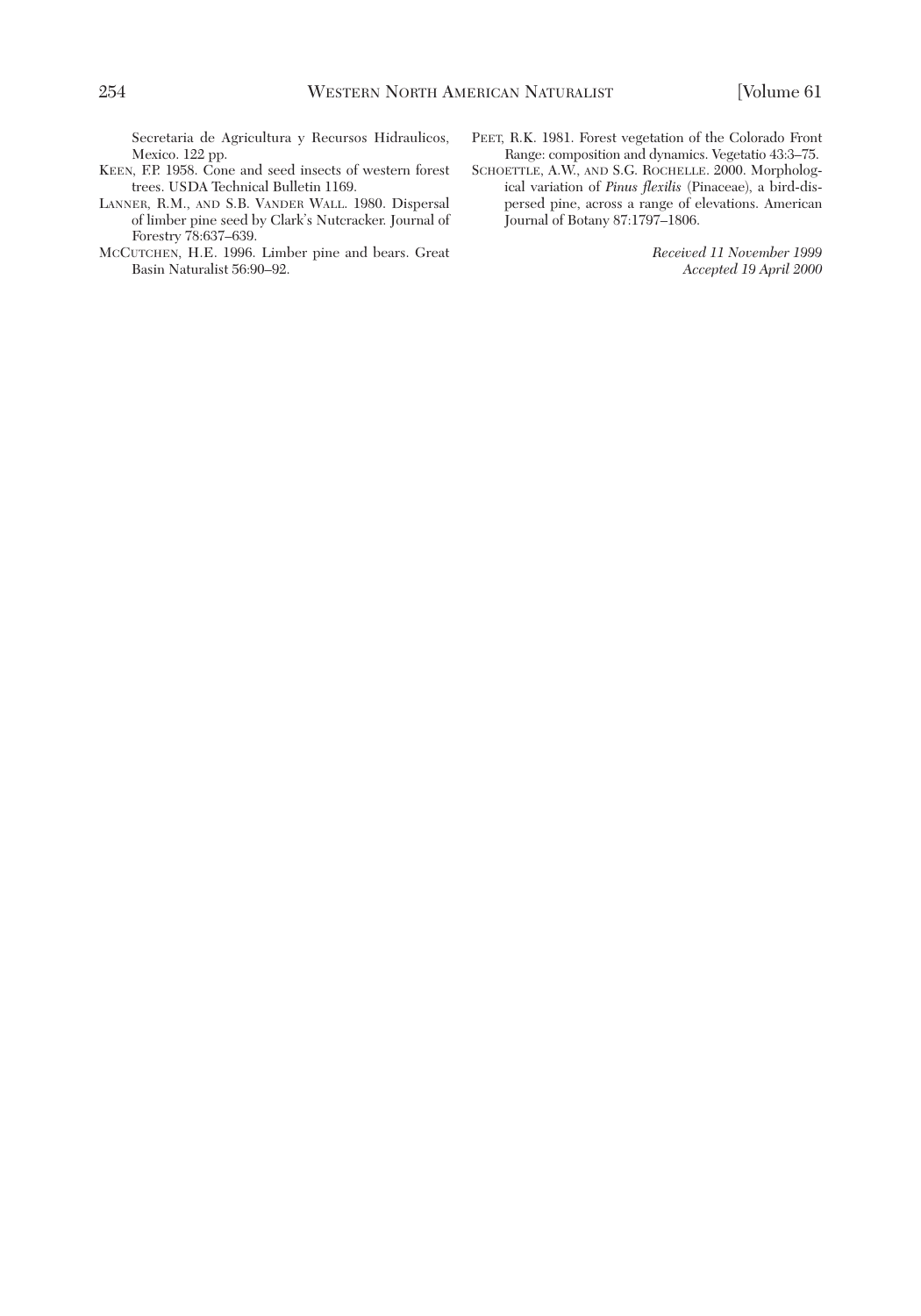Secretaria de Agricultura y Recursos Hidraulicos, Mexico. 122 pp.

KEEN, F.P. 1958. Cone and seed insects of western forest trees. USDA Technical Bulletin 1169.

LANNER, R.M., AND S.B. VANDER WALL. 1980. Dispersal of limber pine seed by Clark's Nutcracker. Journal of Forestry 78:637–639.

MCCUTCHEN, H.E. 1996. Limber pine and bears. Great Basin Naturalist 56:90–92.

PEET, R.K. 1981. Forest vegetation of the Colorado Front Range: composition and dynamics. Vegetatio 43:3–75.

SCHOETTLE, A.W., AND S.G. ROCHELLE. 2000. Morphological variation of *Pinus flexilis* (Pinaceae), a bird-dispersed pine, across a range of elevations. American Journal of Botany 87:1797–1806.

*Received 11 November 1999*
*Accepted 19 April 2000*